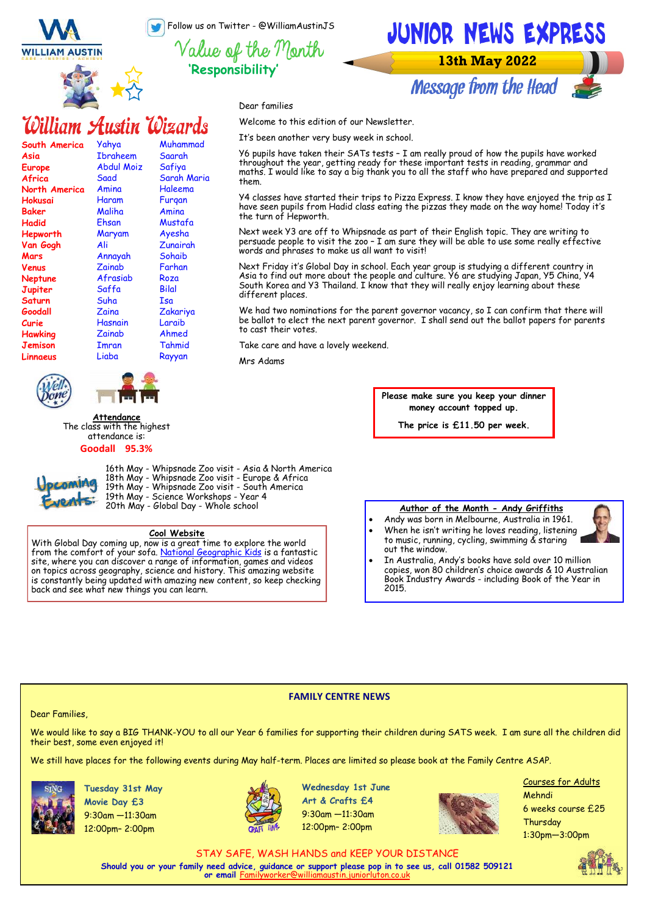# JUNIOR NEWS EXPRESS

**13th May 2022**

Follow us on Twitter - @WilliamAustinJS

## Value of the Month
**'Responsibility'**

## William Austin Wizards

| | | |
|---|---|---|
| South America | Yahya | Muhammad |
| Asia | Ibraheem | Saarah |
| Europe | Abdul Moiz | Safiya |
| Africa | Saad | Sarah Maria |
| North America | Amina | Haleema |
| Hokusai | Haram | Furqan |
| Baker | Maliha | Amina |
| Hadid | Ehsan | Mustafa |
| Hepworth | Maryam | Ayesha |
| Van Gogh | Ali | Zunairah |
| Mars | Annayah | Sohaib |
| Venus | Zainab | Farhan |
| Neptune | Afrasiab | Roza |
| Jupiter | Saffa | Bilal |
| Saturn | Suha | Isa |
| Goodall | Zaina | Zakariya |
| Curie | Hasnain | Laraib |
| Hawking | Zainab | Ahmed |
| Jemison | Imran | Tahmid |
| Linnaeus | Liaba | Rayyan |

## Message from the Head

Dear families

Welcome to this edition of our Newsletter.

It's been another very busy week in school.

Y6 pupils have taken their SATs tests – I am really proud of how the pupils have worked throughout the year, getting ready for these important tests in reading, grammar and maths. I would like to say a big thank you to all the staff who have prepared and supported them.

Y4 classes have started their trips to Pizza Express. I know they have enjoyed the trip as I have seen pupils from Hadid class eating the pizzas they made on the way home! Today it's the turn of Hepworth.

Next week Y3 are off to Whipsnade as part of their English topic. They are writing to persuade people to visit the zoo – I am sure they will be able to use some really effective words and phrases to make us all want to visit!

Next Friday it's Global Day in school. Each year group is studying a different country in Asia to find out more about the people and culture. Y6 are studying Japan, Y5 China, Y4 South Korea and Y3 Thailand. I know that they will really enjoy learning about these different places.

We had two nominations for the parent governor vacancy, so I can confirm that there will be ballot to elect the next parent governor. I shall send out the ballot papers for parents to cast their votes.

Take care and have a lovely weekend.

Mrs Adams

### Attendance
The class with the highest attendance is:

**Goodall 95.3%**

**Please make sure you keep your dinner money account topped up.**

**The price is £11.50 per week.**

### Upcoming Events

- 16th May - Whipsnade Zoo visit - Asia & North America
- 18th May - Whipsnade Zoo visit - Europe & Africa
- 19th May - Whipsnade Zoo visit - South America
- 19th May - Science Workshops - Year 4
- 20th May - Global Day - Whole school

### Cool Website
With Global Day coming up, now is a great time to explore the world from the comfort of your sofa. National Geographic Kids is a fantastic site, where you can discover a range of information, games and videos on topics across geography, science and history. This amazing website is constantly being updated with amazing new content, so keep checking back and see what new things you can learn.

### Author of the Month - Andy Griffiths

- Andy was born in Melbourne, Australia in 1961.
- When he isn't writing he loves reading, listening to music, running, cycling, swimming & staring out the window.
- In Australia, Andy's books have sold over 10 million copies, won 80 children's choice awards & 10 Australian Book Industry Awards - including Book of the Year in 2015.

## FAMILY CENTRE NEWS

Dear Families,

We would like to say a BIG THANK-YOU to all our Year 6 families for supporting their children during SATS week. I am sure all the children did their best, some even enjoyed it!

We still have places for the following events during May half-term. Places are limited so please book at the Family Centre ASAP.

**Tuesday 31st May**
**Movie Day £3**
9:30am —11:30am
12:00pm- 2:00pm

**Wednesday 1st June**
**Art & Crafts £4**
9:30am —11:30am
12:00pm- 2:00pm

Courses for Adults
Mehndi
6 weeks course £25
Thursday
1:30pm—3:00pm

STAY SAFE, WASH HANDS and KEEP YOUR DISTANCE

**Should you or your family need advice, guidance or support please pop in to see us, call 01582 509121 or email Familyworker@williamaustin.juniorluton.co.uk**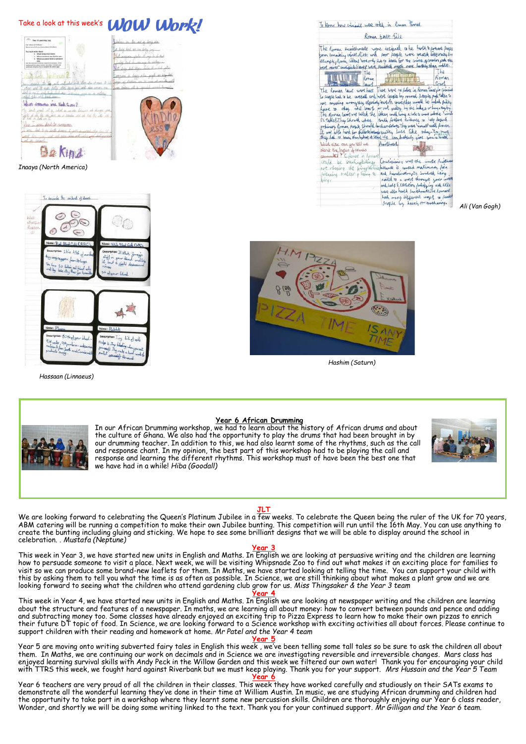Take a look at this week's **WOW Work!**

*Inaaya (North America)*

*Ali (Van Gogh)*

*Hassaan (Linnaeus)*

*Hashim (Saturn)*

**Year 6 African Drumming**

In our African Drumming workshop, we had to learn about the history of African drums and about the culture of Ghana. We also had the opportunity to play the drums that had been brought in by our drumming teacher. In addition to this, we had also learnt some of the rhythms, such as the call and response chant. In my opinion, the best part of this workshop had to be playing the call and response and learning the different rhythms. This workshop must of have been the best one that we have had in a while! *Hiba (Goodall)*

## JLT

We are looking forward to celebrating the Queen's Platinum Jubilee in a few weeks. To celebrate the Queen being the ruler of the UK for 70 years, ABM catering will be running a competition to make their own Jubilee bunting. This competition will run until the 16th May. You can use anything to create the bunting including gluing and sticking. We hope to see some brilliant designs that we will be able to display around the school in celebration. . *Mustafa (Neptune)*

## Year 3

This week in Year 3, we have started new units in English and Maths. In English we are looking at persuasive writing and the children are learning how to persuade someone to visit a place. Next week, we will be visiting Whipsnade Zoo to find out what makes it an exciting place for families to visit so we can produce some brand-new leaflets for them. In Maths, we have started looking at telling the time. You can support your child with this by asking them to tell you what the time is as often as possible. In Science, we are still thinking about what makes a plant grow and we are looking forward to seeing what the children who attend gardening club grow for us. *Miss Thingsaker & the Year 3 team*

## Year 4

This week in Year 4, we have started new units in English and Maths. In English we are looking at newspaper writing and the children are learning about the structure and features of a newspaper. In maths, we are learning all about money: how to convert between pounds and pence and adding and subtracting money too. Some classes have already enjoyed an exciting trip to Pizza Express to learn how to make their own pizzas to enrich their future DT topic of food. In Science, we are looking forward to a Science workshop with exciting activities all about forces. Please continue to support children with their reading and homework at home. *Mr Patel and the Year 4 team*

## Year 5

Year 5 are moving onto writing subverted fairy tales in English this week , we've been telling some tall tales so be sure to ask the children all about them. In Maths, we are continuing our work on decimals and in Science we are investigating reversible and irreversible changes. Mars class has enjoyed learning survival skills with Andy Peck in the Willow Garden and this week we filtered our own water! Thank you for encouraging your child with TTRS this week, we fought hard against Riverbank but we must keep playing. Thank you for your support. *Mrs Hussain and the Year 5 Team*

## Year 6

Year 6 teachers are very proud of all the children in their classes. This week they have worked carefully and studiously on their SATs exams to demonstrate all the wonderful learning they've done in their time at William Austin. In music, we are studying African drumming and children had the opportunity to take part in a workshop where they learnt some new percussion skills. Children are thoroughly enjoying our Year 6 class reader, Wonder, and shortly we will be doing some writing linked to the text. Thank you for your continued support. *Mr Gilligan and the Year 6 team.*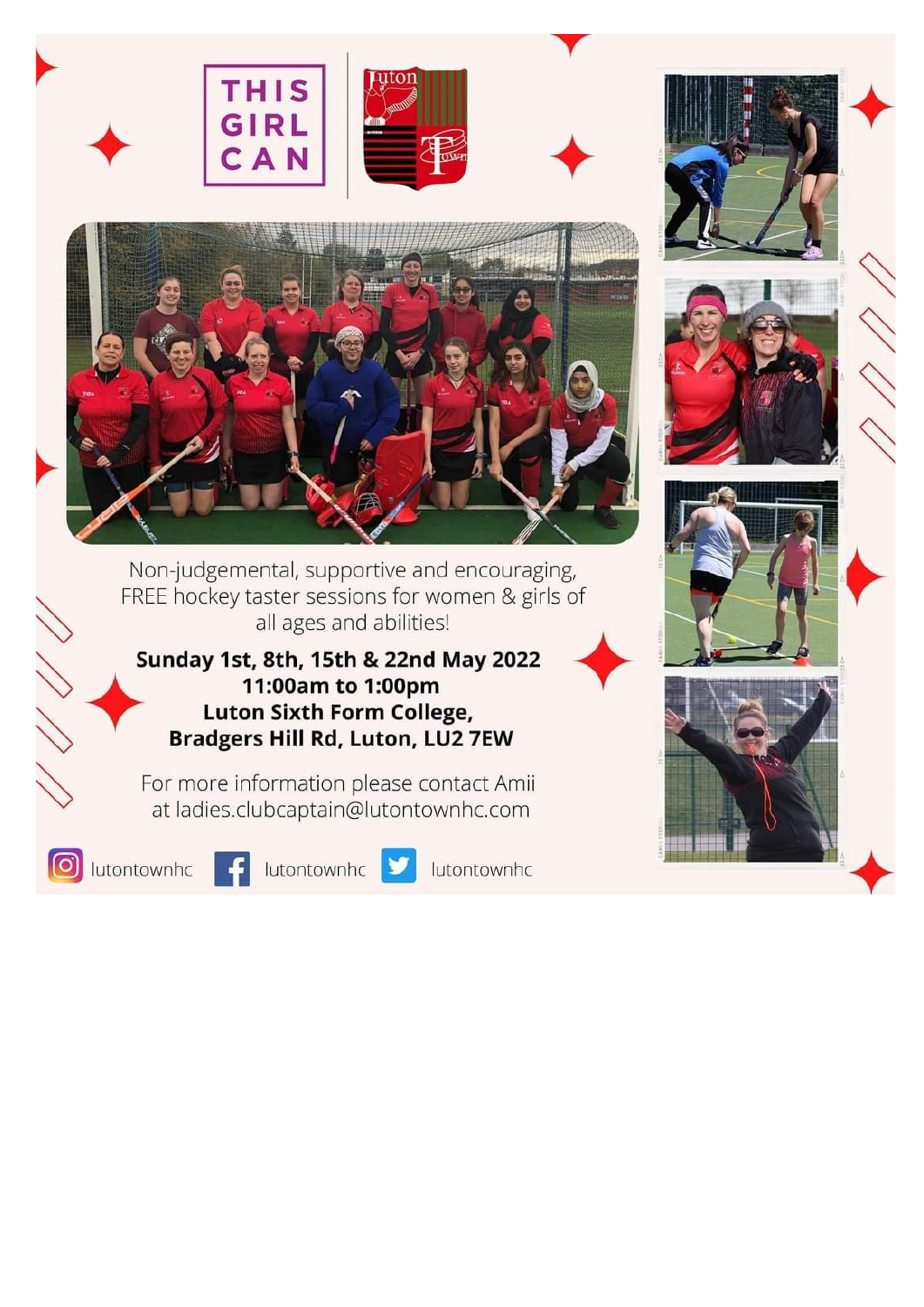THIS GIRL CAN

Non-judgemental, supportive and encouraging, FREE hockey taster sessions for women & girls of all ages and abilities!

**Sunday 1st, 8th, 15th & 22nd May 2022**
**11:00am to 1:00pm**
**Luton Sixth Form College,**
**Bradgers Hill Rd, Luton, LU2 7EW**

For more information please contact Amii at ladies.clubcaptain@lutontownhc.com

lutontownhc lutontownhc lutontownhc